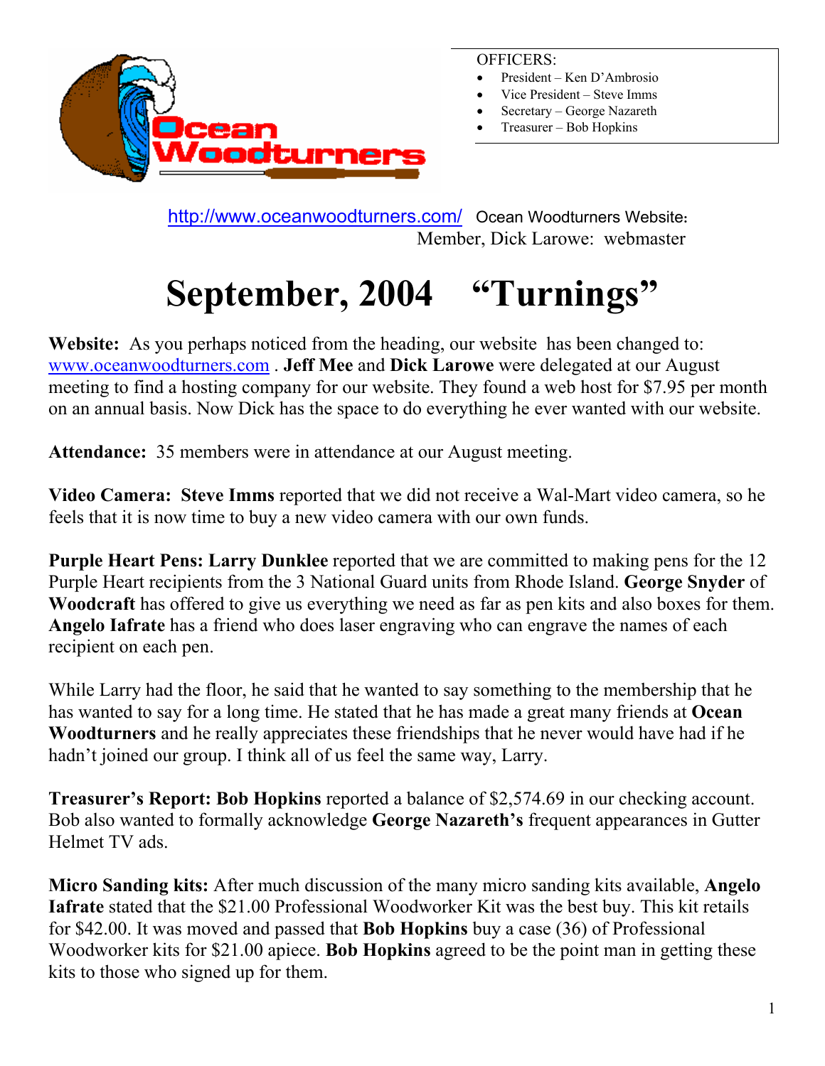Ocean Woodturners

OFFICERS:

- President – Ken D'Ambrosio
- Vice President – Steve Imms
- Secretary – George Nazareth
- Treasurer – Bob Hopkins

http://www.oceanwoodturners.com/ Ocean Woodturners Website:
Member, Dick Larowe: webmaster

# September, 2004 "Turnings"

**Website:** As you perhaps noticed from the heading, our website has been changed to: www.oceanwoodturners.com . **Jeff Mee** and **Dick Larowe** were delegated at our August meeting to find a hosting company for our website. They found a web host for $7.95 per month on an annual basis. Now Dick has the space to do everything he ever wanted with our website.

**Attendance:** 35 members were in attendance at our August meeting.

**Video Camera: Steve Imms** reported that we did not receive a Wal-Mart video camera, so he feels that it is now time to buy a new video camera with our own funds.

**Purple Heart Pens: Larry Dunklee** reported that we are committed to making pens for the 12 Purple Heart recipients from the 3 National Guard units from Rhode Island. **George Snyder** of **Woodcraft** has offered to give us everything we need as far as pen kits and also boxes for them. **Angelo Iafrate** has a friend who does laser engraving who can engrave the names of each recipient on each pen.

While Larry had the floor, he said that he wanted to say something to the membership that he has wanted to say for a long time. He stated that he has made a great many friends at **Ocean Woodturners** and he really appreciates these friendships that he never would have had if he hadn't joined our group. I think all of us feel the same way, Larry.

**Treasurer's Report: Bob Hopkins** reported a balance of $2,574.69 in our checking account. Bob also wanted to formally acknowledge **George Nazareth's** frequent appearances in Gutter Helmet TV ads.

**Micro Sanding kits:** After much discussion of the many micro sanding kits available, **Angelo Iafrate** stated that the $21.00 Professional Woodworker Kit was the best buy. This kit retails for $42.00. It was moved and passed that **Bob Hopkins** buy a case (36) of Professional Woodworker kits for $21.00 apiece. **Bob Hopkins** agreed to be the point man in getting these kits to those who signed up for them.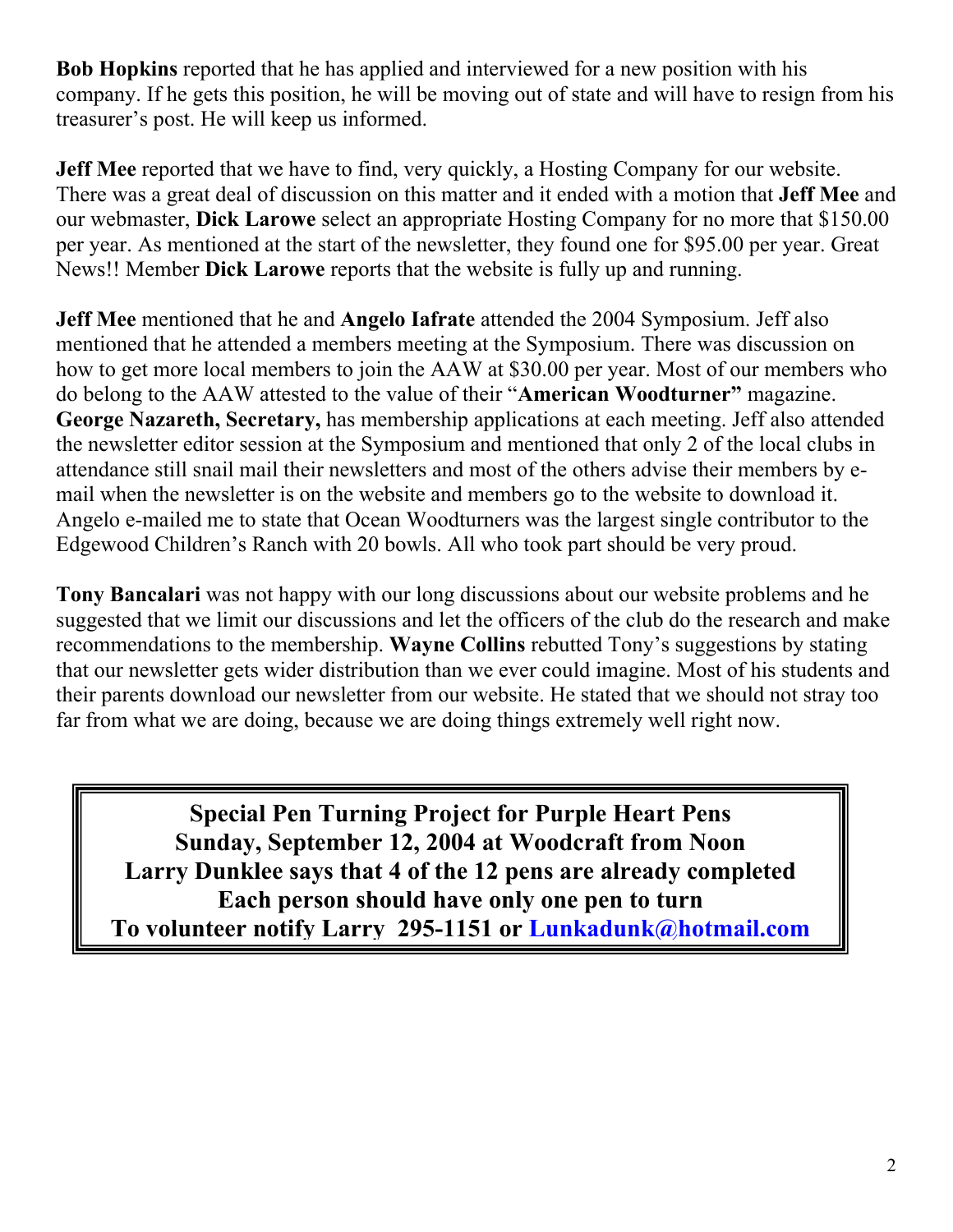**Bob Hopkins** reported that he has applied and interviewed for a new position with his company. If he gets this position, he will be moving out of state and will have to resign from his treasurer's post. He will keep us informed.

**Jeff Mee** reported that we have to find, very quickly, a Hosting Company for our website. There was a great deal of discussion on this matter and it ended with a motion that **Jeff Mee** and our webmaster, **Dick Larowe** select an appropriate Hosting Company for no more that $150.00 per year. As mentioned at the start of the newsletter, they found one for $95.00 per year. Great News!! Member **Dick Larowe** reports that the website is fully up and running.

**Jeff Mee** mentioned that he and **Angelo Iafrate** attended the 2004 Symposium. Jeff also mentioned that he attended a members meeting at the Symposium. There was discussion on how to get more local members to join the AAW at $30.00 per year. Most of our members who do belong to the AAW attested to the value of their "**American Woodturner"** magazine. **George Nazareth, Secretary,** has membership applications at each meeting. Jeff also attended the newsletter editor session at the Symposium and mentioned that only 2 of the local clubs in attendance still snail mail their newsletters and most of the others advise their members by e-mail when the newsletter is on the website and members go to the website to download it. Angelo e-mailed me to state that Ocean Woodturners was the largest single contributor to the Edgewood Children's Ranch with 20 bowls. All who took part should be very proud.

**Tony Bancalari** was not happy with our long discussions about our website problems and he suggested that we limit our discussions and let the officers of the club do the research and make recommendations to the membership. **Wayne Collins** rebutted Tony's suggestions by stating that our newsletter gets wider distribution than we ever could imagine. Most of his students and their parents download our newsletter from our website. He stated that we should not stray too far from what we are doing, because we are doing things extremely well right now.

**Special Pen Turning Project for Purple Heart Pens**
**Sunday, September 12, 2004 at Woodcraft from Noon**
**Larry Dunklee says that 4 of the 12 pens are already completed**
**Each person should have only one pen to turn**
**To volunteer notify Larry 295-1151 or Lunkadunk@hotmail.com**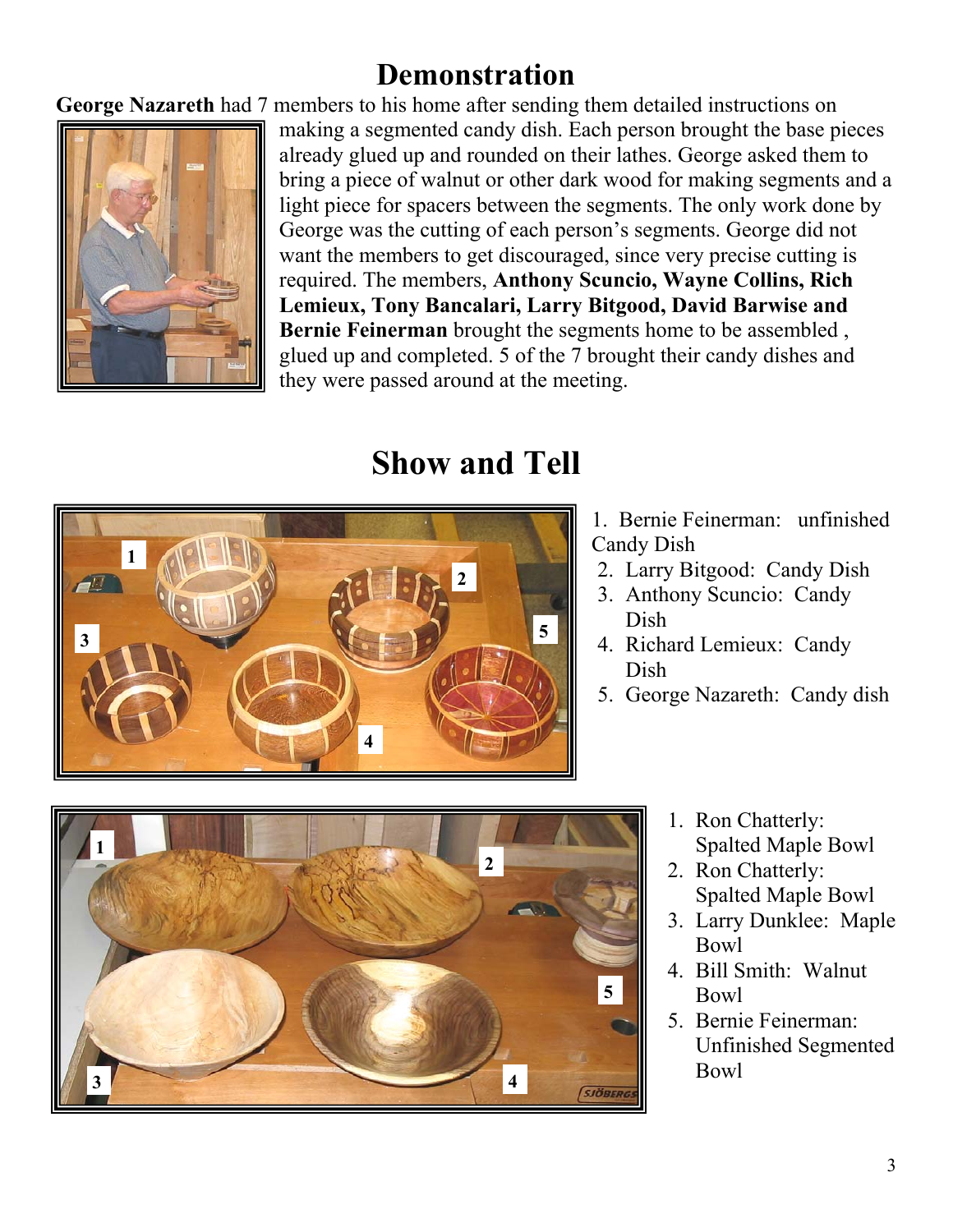# Demonstration

**George Nazareth** had 7 members to his home after sending them detailed instructions on making a segmented candy dish. Each person brought the base pieces already glued up and rounded on their lathes. George asked them to bring a piece of walnut or other dark wood for making segments and a light piece for spacers between the segments. The only work done by George was the cutting of each person's segments. George did not want the members to get discouraged, since very precise cutting is required. The members, **Anthony Scuncio, Wayne Collins, Rich Lemieux, Tony Bancalari, Larry Bitgood, David Barwise and Bernie Feinerman** brought the segments home to be assembled , glued up and completed. 5 of the 7 brought their candy dishes and they were passed around at the meeting.

# Show and Tell

1. Bernie Feinerman: unfinished Candy Dish
2. Larry Bitgood: Candy Dish
3. Anthony Scuncio: Candy Dish
4. Richard Lemieux: Candy Dish
5. George Nazareth: Candy dish

1. Ron Chatterly: Spalted Maple Bowl
2. Ron Chatterly: Spalted Maple Bowl
3. Larry Dunklee: Maple Bowl
4. Bill Smith: Walnut Bowl
5. Bernie Feinerman: Unfinished Segmented Bowl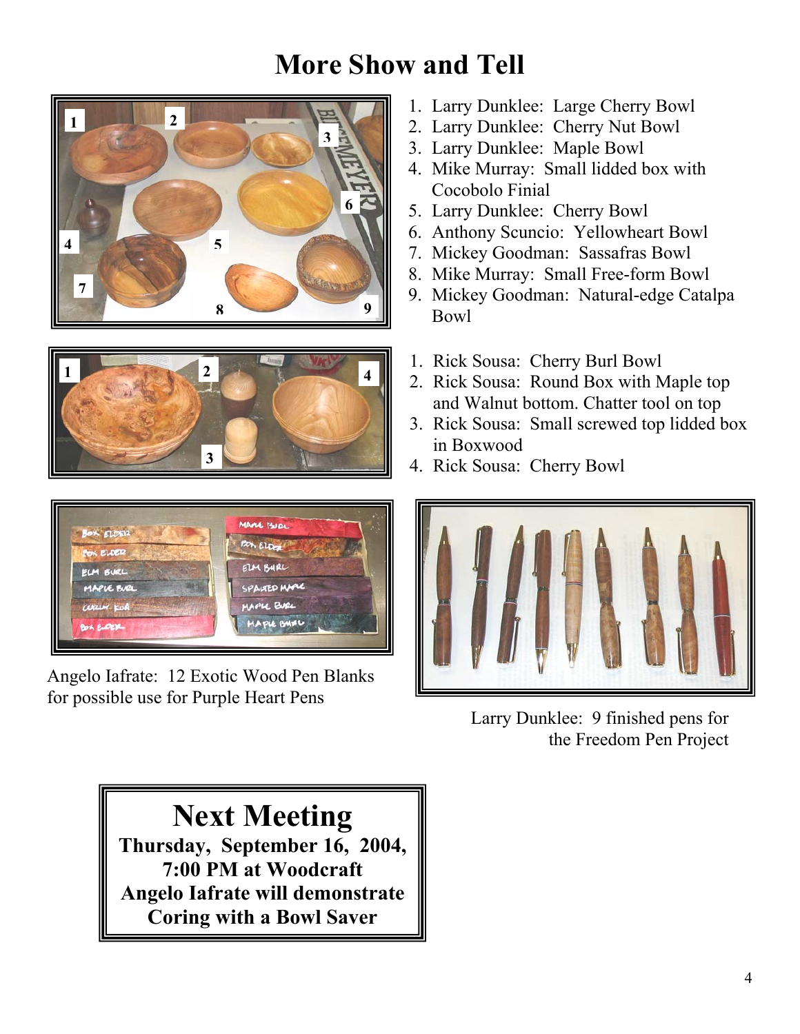# More Show and Tell

1. Larry Dunklee: Large Cherry Bowl
2. Larry Dunklee: Cherry Nut Bowl
3. Larry Dunklee: Maple Bowl
4. Mike Murray: Small lidded box with Cocobolo Finial
5. Larry Dunklee: Cherry Bowl
6. Anthony Scuncio: Yellowheart Bowl
7. Mickey Goodman: Sassafras Bowl
8. Mike Murray: Small Free-form Bowl
9. Mickey Goodman: Natural-edge Catalpa Bowl

1. Rick Sousa: Cherry Burl Bowl
2. Rick Sousa: Round Box with Maple top and Walnut bottom. Chatter tool on top
3. Rick Sousa: Small screwed top lidded box in Boxwood
4. Rick Sousa: Cherry Bowl

Angelo Iafrate: 12 Exotic Wood Pen Blanks for possible use for Purple Heart Pens

Larry Dunklee: 9 finished pens for the Freedom Pen Project

**Next Meeting**
**Thursday, September 16, 2004, 7:00 PM at Woodcraft**
**Angelo Iafrate will demonstrate Coring with a Bowl Saver**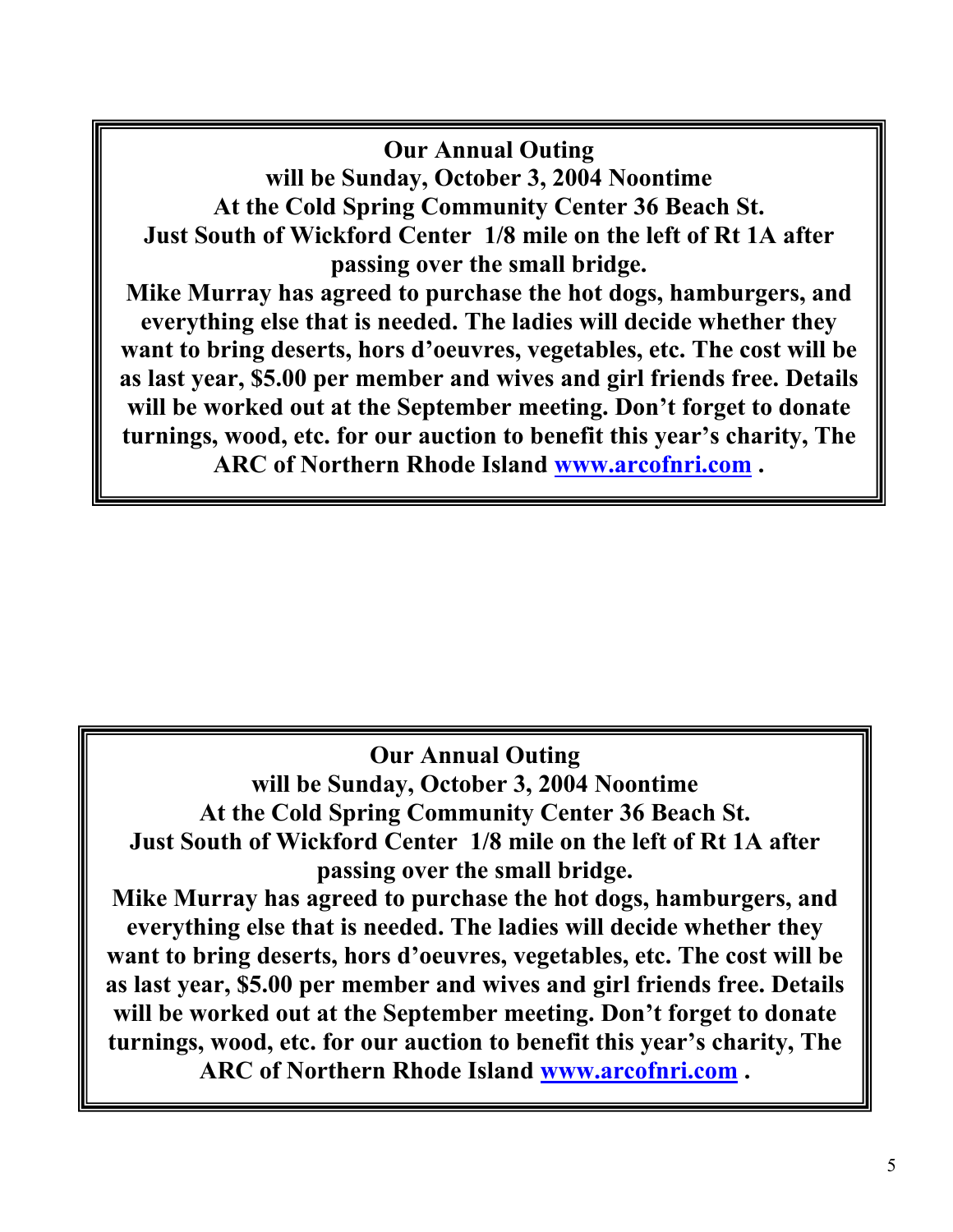**Our Annual Outing**
**will be Sunday, October 3, 2004 Noontime**
**At the Cold Spring Community Center 36 Beach St.**
**Just South of Wickford Center 1/8 mile on the left of Rt 1A after passing over the small bridge.**
**Mike Murray has agreed to purchase the hot dogs, hamburgers, and everything else that is needed. The ladies will decide whether they want to bring deserts, hors d'oeuvres, vegetables, etc. The cost will be as last year, $5.00 per member and wives and girl friends free. Details will be worked out at the September meeting. Don't forget to donate turnings, wood, etc. for our auction to benefit this year's charity, The ARC of Northern Rhode Island [www.arcofnri.com](http://www.arcofnri.com) .**

**Our Annual Outing**
**will be Sunday, October 3, 2004 Noontime**
**At the Cold Spring Community Center 36 Beach St.**
**Just South of Wickford Center 1/8 mile on the left of Rt 1A after passing over the small bridge.**
**Mike Murray has agreed to purchase the hot dogs, hamburgers, and everything else that is needed. The ladies will decide whether they want to bring deserts, hors d'oeuvres, vegetables, etc. The cost will be as last year, $5.00 per member and wives and girl friends free. Details will be worked out at the September meeting. Don't forget to donate turnings, wood, etc. for our auction to benefit this year's charity, The ARC of Northern Rhode Island [www.arcofnri.com](http://www.arcofnri.com) .**